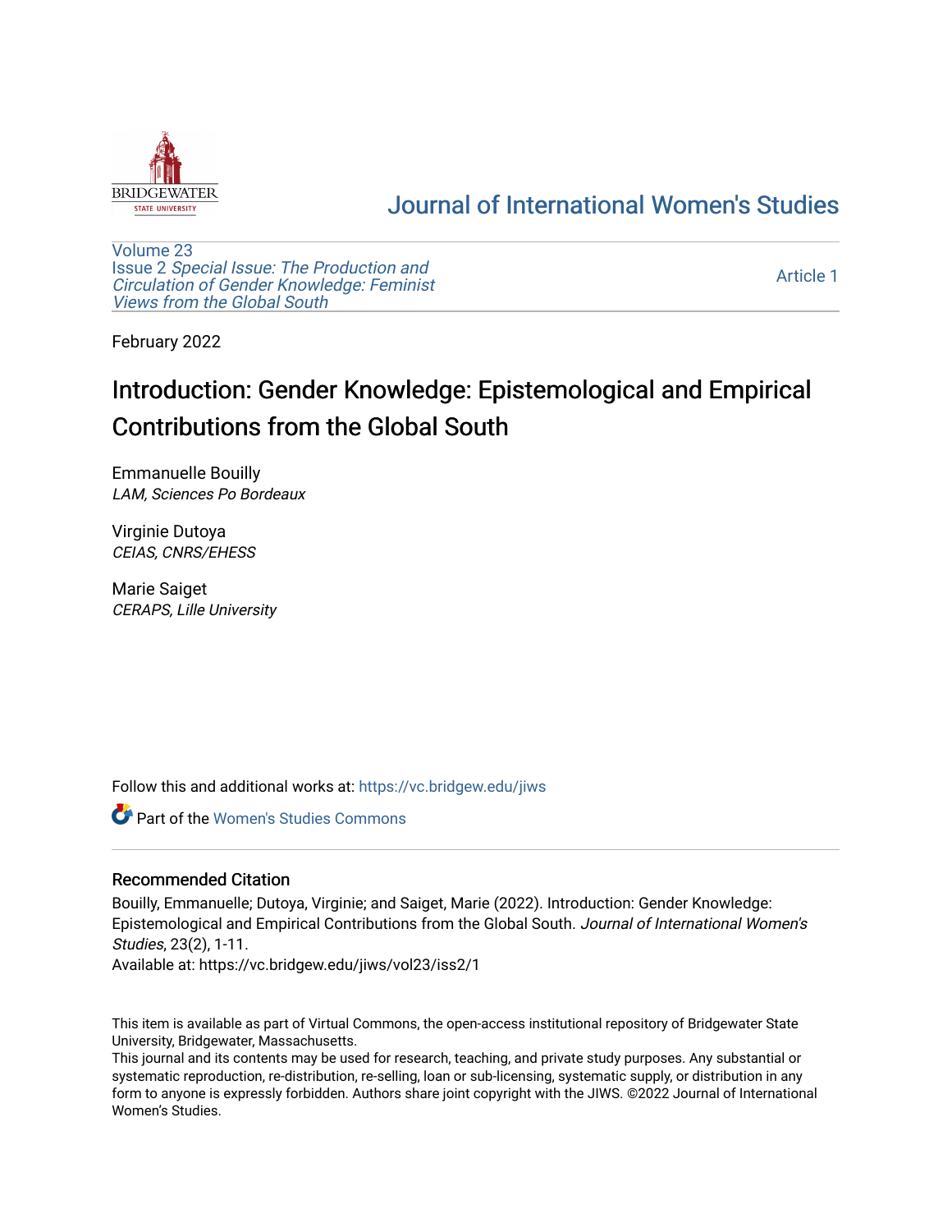# Journal of International Women's Studies

Volume 23
Issue 2 *Special Issue: The Production and Circulation of Gender Knowledge: Feminist Views from the Global South*

Article 1

February 2022

# Introduction: Gender Knowledge: Epistemological and Empirical Contributions from the Global South

Emmanuelle Bouilly
*LAM, Sciences Po Bordeaux*

Virginie Dutoya
*CEIAS, CNRS/EHESS*

Marie Saiget
*CERAPS, Lille University*

Follow this and additional works at: https://vc.bridgew.edu/jiws

Part of the Women's Studies Commons

## Recommended Citation

Bouilly, Emmanuelle; Dutoya, Virginie; and Saiget, Marie (2022). Introduction: Gender Knowledge: Epistemological and Empirical Contributions from the Global South. *Journal of International Women's Studies*, 23(2), 1-11.
Available at: https://vc.bridgew.edu/jiws/vol23/iss2/1

This item is available as part of Virtual Commons, the open-access institutional repository of Bridgewater State University, Bridgewater, Massachusetts.
This journal and its contents may be used for research, teaching, and private study purposes. Any substantial or systematic reproduction, re-distribution, re-selling, loan or sub-licensing, systematic supply, or distribution in any form to anyone is expressly forbidden. Authors share joint copyright with the JIWS. ©2022 Journal of International Women's Studies.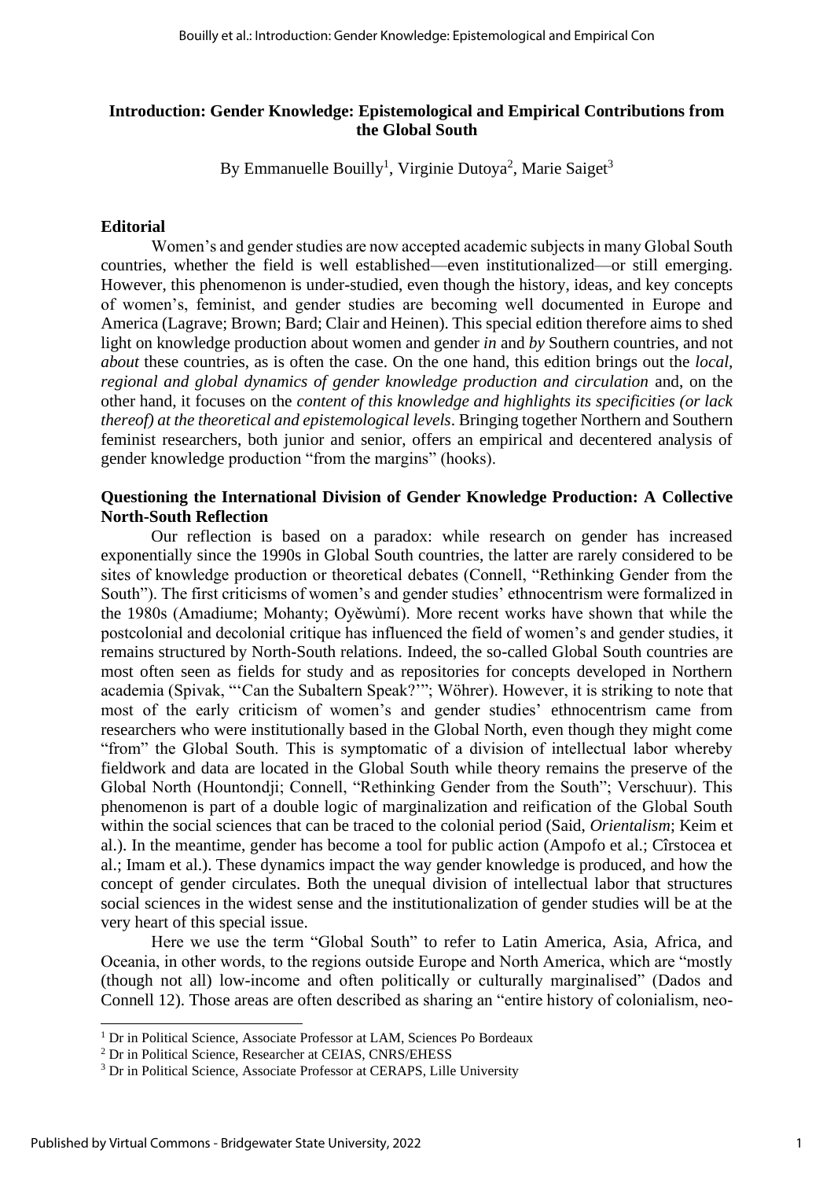**Introduction: Gender Knowledge: Epistemological and Empirical Contributions from the Global South**

By Emmanuelle Bouilly[1], Virginie Dutoya[2], Marie Saiget[3]

**Editorial**

Women's and gender studies are now accepted academic subjects in many Global South countries, whether the field is well established—even institutionalized—or still emerging. However, this phenomenon is under-studied, even though the history, ideas, and key concepts of women's, feminist, and gender studies are becoming well documented in Europe and America (Lagrave; Brown; Bard; Clair and Heinen). This special edition therefore aims to shed light on knowledge production about women and gender *in* and *by* Southern countries, and not *about* these countries, as is often the case. On the one hand, this edition brings out the *local, regional and global dynamics of gender knowledge production and circulation* and, on the other hand, it focuses on the *content of this knowledge and highlights its specificities (or lack thereof) at the theoretical and epistemological levels*. Bringing together Northern and Southern feminist researchers, both junior and senior, offers an empirical and decentered analysis of gender knowledge production "from the margins" (hooks).

**Questioning the International Division of Gender Knowledge Production: A Collective North-South Reflection**

Our reflection is based on a paradox: while research on gender has increased exponentially since the 1990s in Global South countries, the latter are rarely considered to be sites of knowledge production or theoretical debates (Connell, "Rethinking Gender from the South"). The first criticisms of women's and gender studies' ethnocentrism were formalized in the 1980s (Amadiume; Mohanty; Oyěwùmí). More recent works have shown that while the postcolonial and decolonial critique has influenced the field of women's and gender studies, it remains structured by North-South relations. Indeed, the so-called Global South countries are most often seen as fields for study and as repositories for concepts developed in Northern academia (Spivak, "'Can the Subaltern Speak?'"; Wöhrer). However, it is striking to note that most of the early criticism of women's and gender studies' ethnocentrism came from researchers who were institutionally based in the Global North, even though they might come "from" the Global South. This is symptomatic of a division of intellectual labor whereby fieldwork and data are located in the Global South while theory remains the preserve of the Global North (Hountondji; Connell, "Rethinking Gender from the South"; Verschuur). This phenomenon is part of a double logic of marginalization and reification of the Global South within the social sciences that can be traced to the colonial period (Said, *Orientalism*; Keim et al.). In the meantime, gender has become a tool for public action (Ampofo et al.; Cîrstocea et al.; Imam et al.). These dynamics impact the way gender knowledge is produced, and how the concept of gender circulates. Both the unequal division of intellectual labor that structures social sciences in the widest sense and the institutionalization of gender studies will be at the very heart of this special issue.

Here we use the term "Global South" to refer to Latin America, Asia, Africa, and Oceania, in other words, to the regions outside Europe and North America, which are "mostly (though not all) low-income and often politically or culturally marginalised" (Dados and Connell 12). Those areas are often described as sharing an "entire history of colonialism, neo-

[1] Dr in Political Science, Associate Professor at LAM, Sciences Po Bordeaux

[2] Dr in Political Science, Researcher at CEIAS, CNRS/EHESS

[3] Dr in Political Science, Associate Professor at CERAPS, Lille University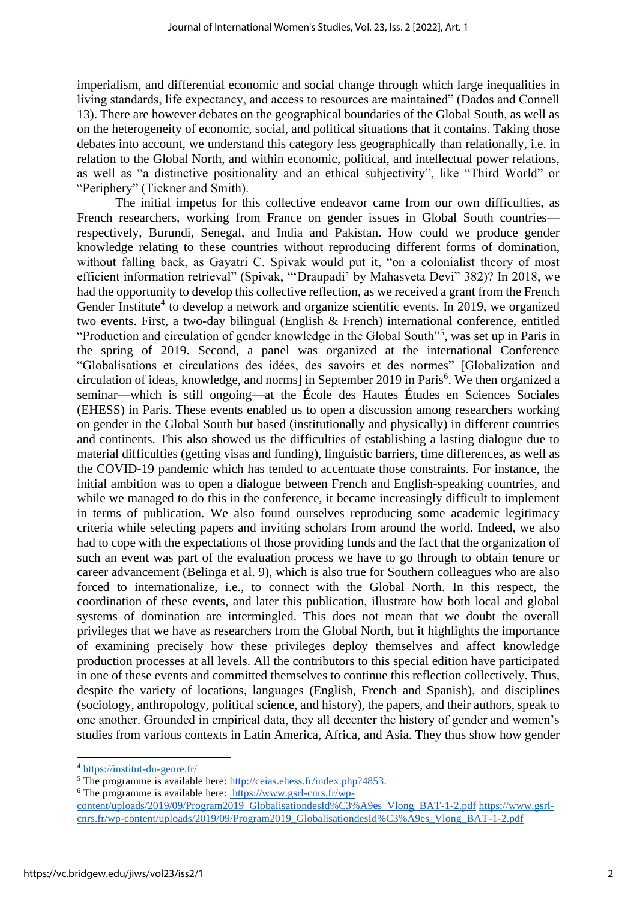imperialism, and differential economic and social change through which large inequalities in living standards, life expectancy, and access to resources are maintained" (Dados and Connell 13). There are however debates on the geographical boundaries of the Global South, as well as on the heterogeneity of economic, social, and political situations that it contains. Taking those debates into account, we understand this category less geographically than relationally, i.e. in relation to the Global North, and within economic, political, and intellectual power relations, as well as "a distinctive positionality and an ethical subjectivity", like "Third World" or "Periphery" (Tickner and Smith).

The initial impetus for this collective endeavor came from our own difficulties, as French researchers, working from France on gender issues in Global South countries—respectively, Burundi, Senegal, and India and Pakistan. How could we produce gender knowledge relating to these countries without reproducing different forms of domination, without falling back, as Gayatri C. Spivak would put it, "on a colonialist theory of most efficient information retrieval" (Spivak, "'Draupadi' by Mahasveta Devi" 382)? In 2018, we had the opportunity to develop this collective reflection, as we received a grant from the French Gender Institute[4] to develop a network and organize scientific events. In 2019, we organized two events. First, a two-day bilingual (English & French) international conference, entitled "Production and circulation of gender knowledge in the Global South"[5], was set up in Paris in the spring of 2019. Second, a panel was organized at the international Conference "Globalisations et circulations des idées, des savoirs et des normes" [Globalization and circulation of ideas, knowledge, and norms] in September 2019 in Paris[6]. We then organized a seminar—which is still ongoing—at the École des Hautes Études en Sciences Sociales (EHESS) in Paris. These events enabled us to open a discussion among researchers working on gender in the Global South but based (institutionally and physically) in different countries and continents. This also showed us the difficulties of establishing a lasting dialogue due to material difficulties (getting visas and funding), linguistic barriers, time differences, as well as the COVID-19 pandemic which has tended to accentuate those constraints. For instance, the initial ambition was to open a dialogue between French and English-speaking countries, and while we managed to do this in the conference, it became increasingly difficult to implement in terms of publication. We also found ourselves reproducing some academic legitimacy criteria while selecting papers and inviting scholars from around the world. Indeed, we also had to cope with the expectations of those providing funds and the fact that the organization of such an event was part of the evaluation process we have to go through to obtain tenure or career advancement (Belinga et al. 9), which is also true for Southern colleagues who are also forced to internationalize, i.e., to connect with the Global North. In this respect, the coordination of these events, and later this publication, illustrate how both local and global systems of domination are intermingled. This does not mean that we doubt the overall privileges that we have as researchers from the Global North, but it highlights the importance of examining precisely how these privileges deploy themselves and affect knowledge production processes at all levels. All the contributors to this special edition have participated in one of these events and committed themselves to continue this reflection collectively. Thus, despite the variety of locations, languages (English, French and Spanish), and disciplines (sociology, anthropology, political science, and history), the papers, and their authors, speak to one another. Grounded in empirical data, they all decenter the history of gender and women's studies from various contexts in Latin America, Africa, and Asia. They thus show how gender

---

[4] https://institut-du-genre.fr/

[5] The programme is available here: http://ceias.ehess.fr/index.php?4853.

[6] The programme is available here: https://www.gsrl-cnrs.fr/wp-content/uploads/2019/09/Program2019_GlobalisationdesId%C3%A9es_Vlong_BAT-1-2.pdf https://www.gsrl-cnrs.fr/wp-content/uploads/2019/09/Program2019_GlobalisationdesId%C3%A9es_Vlong_BAT-1-2.pdf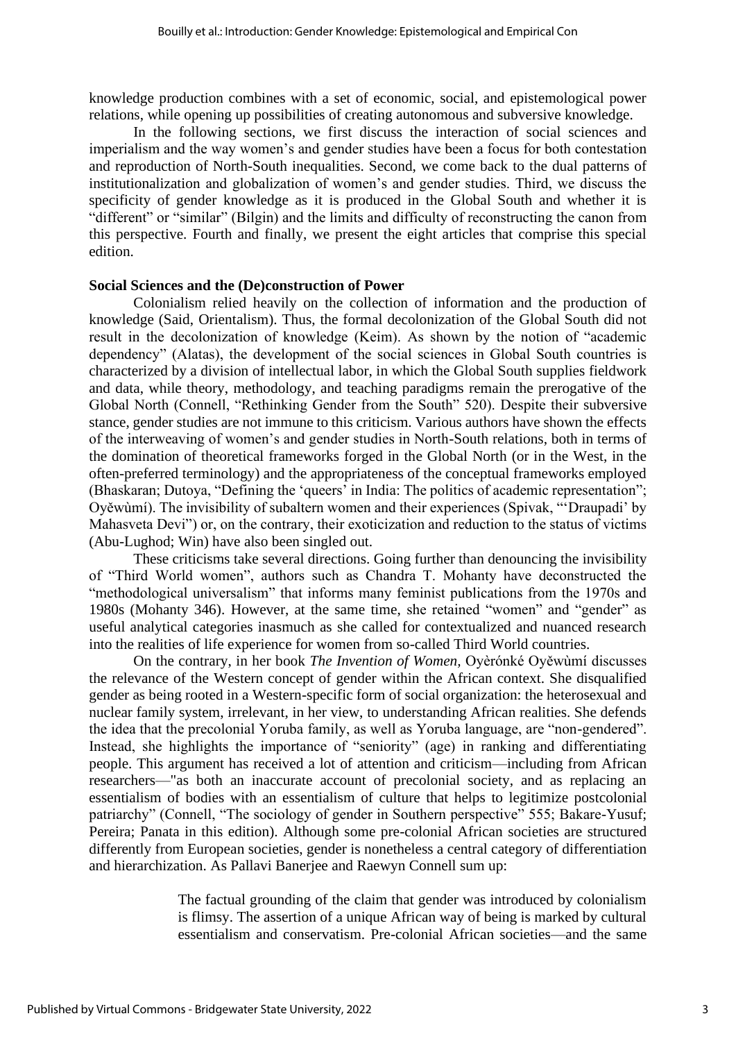knowledge production combines with a set of economic, social, and epistemological power relations, while opening up possibilities of creating autonomous and subversive knowledge.

In the following sections, we first discuss the interaction of social sciences and imperialism and the way women's and gender studies have been a focus for both contestation and reproduction of North-South inequalities. Second, we come back to the dual patterns of institutionalization and globalization of women's and gender studies. Third, we discuss the specificity of gender knowledge as it is produced in the Global South and whether it is "different" or "similar" (Bilgin) and the limits and difficulty of reconstructing the canon from this perspective. Fourth and finally, we present the eight articles that comprise this special edition.

**Social Sciences and the (De)construction of Power**

Colonialism relied heavily on the collection of information and the production of knowledge (Said, Orientalism). Thus, the formal decolonization of the Global South did not result in the decolonization of knowledge (Keim). As shown by the notion of "academic dependency" (Alatas), the development of the social sciences in Global South countries is characterized by a division of intellectual labor, in which the Global South supplies fieldwork and data, while theory, methodology, and teaching paradigms remain the prerogative of the Global North (Connell, "Rethinking Gender from the South" 520). Despite their subversive stance, gender studies are not immune to this criticism. Various authors have shown the effects of the interweaving of women's and gender studies in North-South relations, both in terms of the domination of theoretical frameworks forged in the Global North (or in the West, in the often-preferred terminology) and the appropriateness of the conceptual frameworks employed (Bhaskaran; Dutoya, "Defining the 'queers' in India: The politics of academic representation"; Oyěwùmí). The invisibility of subaltern women and their experiences (Spivak, "'Draupadi' by Mahasveta Devi") or, on the contrary, their exoticization and reduction to the status of victims (Abu-Lughod; Win) have also been singled out.

These criticisms take several directions. Going further than denouncing the invisibility of "Third World women", authors such as Chandra T. Mohanty have deconstructed the "methodological universalism" that informs many feminist publications from the 1970s and 1980s (Mohanty 346). However, at the same time, she retained "women" and "gender" as useful analytical categories inasmuch as she called for contextualized and nuanced research into the realities of life experience for women from so-called Third World countries.

On the contrary, in her book *The Invention of Women,* Oyèrónké Oyěwùmí discusses the relevance of the Western concept of gender within the African context. She disqualified gender as being rooted in a Western-specific form of social organization: the heterosexual and nuclear family system, irrelevant, in her view, to understanding African realities. She defends the idea that the precolonial Yoruba family, as well as Yoruba language, are "non-gendered". Instead, she highlights the importance of "seniority" (age) in ranking and differentiating people. This argument has received a lot of attention and criticism—including from African researchers—"as both an inaccurate account of precolonial society, and as replacing an essentialism of bodies with an essentialism of culture that helps to legitimize postcolonial patriarchy" (Connell, "The sociology of gender in Southern perspective" 555; Bakare-Yusuf; Pereira; Panata in this edition). Although some pre-colonial African societies are structured differently from European societies, gender is nonetheless a central category of differentiation and hierarchization. As Pallavi Banerjee and Raewyn Connell sum up:

> The factual grounding of the claim that gender was introduced by colonialism is flimsy. The assertion of a unique African way of being is marked by cultural essentialism and conservatism. Pre-colonial African societies—and the same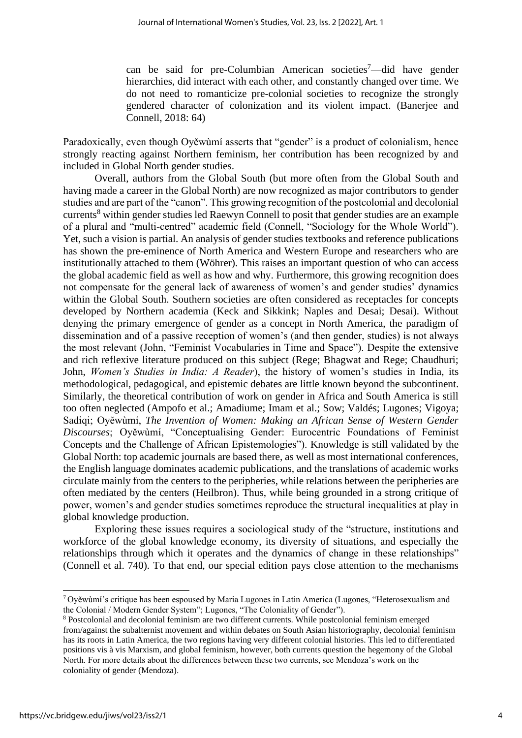> can be said for pre-Columbian American societies[7]—did have gender hierarchies, did interact with each other, and constantly changed over time. We do not need to romanticize pre-colonial societies to recognize the strongly gendered character of colonization and its violent impact. (Banerjee and Connell, 2018: 64)

Paradoxically, even though Oyěwùmí asserts that "gender" is a product of colonialism, hence strongly reacting against Northern feminism, her contribution has been recognized by and included in Global North gender studies.

Overall, authors from the Global South (but more often from the Global South and having made a career in the Global North) are now recognized as major contributors to gender studies and are part of the "canon". This growing recognition of the postcolonial and decolonial currents[8] within gender studies led Raewyn Connell to posit that gender studies are an example of a plural and "multi-centred" academic field (Connell, "Sociology for the Whole World"). Yet, such a vision is partial. An analysis of gender studies textbooks and reference publications has shown the pre-eminence of North America and Western Europe and researchers who are institutionally attached to them (Wöhrer). This raises an important question of who can access the global academic field as well as how and why. Furthermore, this growing recognition does not compensate for the general lack of awareness of women's and gender studies' dynamics within the Global South. Southern societies are often considered as receptacles for concepts developed by Northern academia (Keck and Sikkink; Naples and Desai; Desai). Without denying the primary emergence of gender as a concept in North America, the paradigm of dissemination and of a passive reception of women's (and then gender, studies) is not always the most relevant (John, "Feminist Vocabularies in Time and Space"). Despite the extensive and rich reflexive literature produced on this subject (Rege; Bhagwat and Rege; Chaudhuri; John, *Women's Studies in India: A Reader*), the history of women's studies in India, its methodological, pedagogical, and epistemic debates are little known beyond the subcontinent. Similarly, the theoretical contribution of work on gender in Africa and South America is still too often neglected (Ampofo et al.; Amadiume; Imam et al.; Sow; Valdés; Lugones; Vigoya; Sadiqi; Oyěwùmí, *The Invention of Women: Making an African Sense of Western Gender Discourses*; Oyěwùmí, "Conceptualising Gender: Eurocentric Foundations of Feminist Concepts and the Challenge of African Epistemologies"). Knowledge is still validated by the Global North: top academic journals are based there, as well as most international conferences, the English language dominates academic publications, and the translations of academic works circulate mainly from the centers to the peripheries, while relations between the peripheries are often mediated by the centers (Heilbron). Thus, while being grounded in a strong critique of power, women's and gender studies sometimes reproduce the structural inequalities at play in global knowledge production.

Exploring these issues requires a sociological study of the "structure, institutions and workforce of the global knowledge economy, its diversity of situations, and especially the relationships through which it operates and the dynamics of change in these relationships" (Connell et al. 740). To that end, our special edition pays close attention to the mechanisms

---

[7] Oyěwùmí's critique has been espoused by Maria Lugones in Latin America (Lugones, "Heterosexualism and the Colonial / Modern Gender System"; Lugones, "The Coloniality of Gender").

[8] Postcolonial and decolonial feminism are two different currents. While postcolonial feminism emerged from/against the subalternist movement and within debates on South Asian historiography, decolonial feminism has its roots in Latin America, the two regions having very different colonial histories. This led to differentiated positions vis à vis Marxism, and global feminism, however, both currents question the hegemony of the Global North. For more details about the differences between these two currents, see Mendoza's work on the coloniality of gender (Mendoza).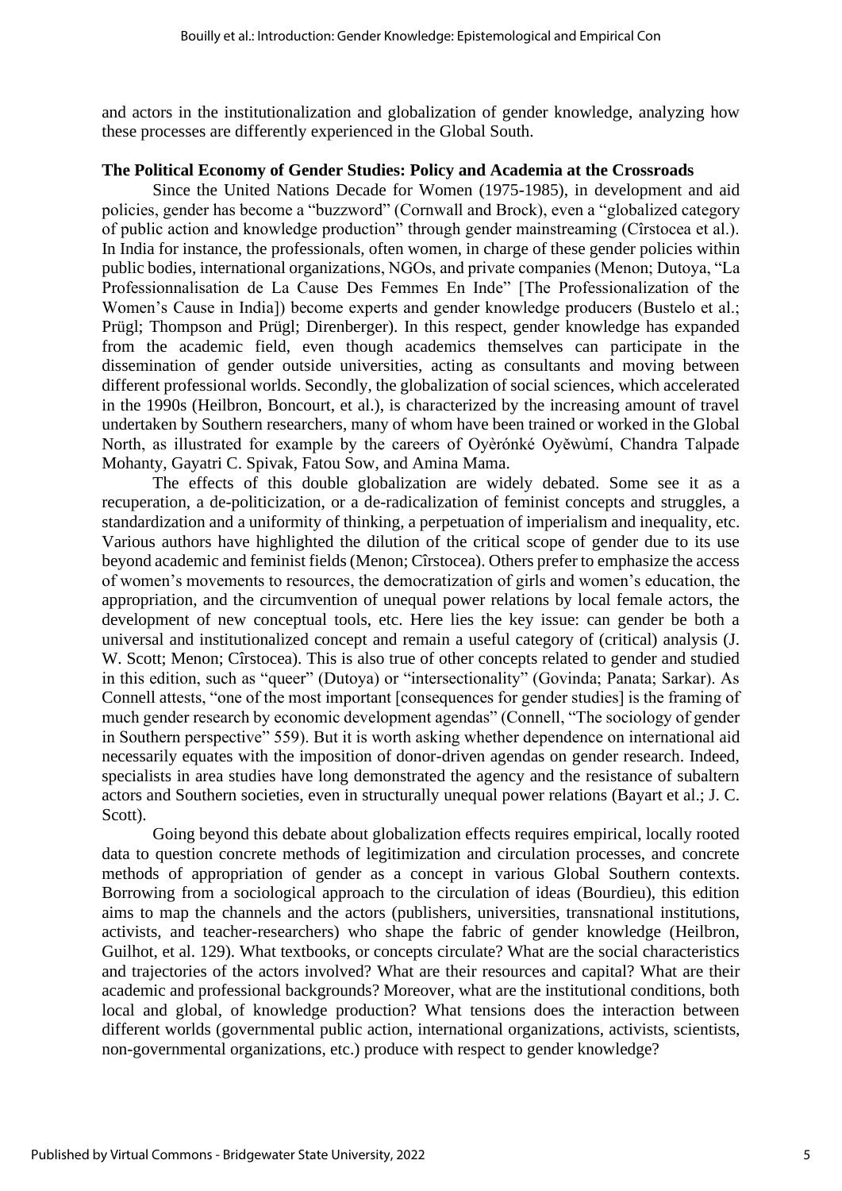and actors in the institutionalization and globalization of gender knowledge, analyzing how these processes are differently experienced in the Global South.

## The Political Economy of Gender Studies: Policy and Academia at the Crossroads

Since the United Nations Decade for Women (1975-1985), in development and aid policies, gender has become a "buzzword" (Cornwall and Brock), even a "globalized category of public action and knowledge production" through gender mainstreaming (Cîrstocea et al.). In India for instance, the professionals, often women, in charge of these gender policies within public bodies, international organizations, NGOs, and private companies (Menon; Dutoya, "La Professionnalisation de La Cause Des Femmes En Inde" [The Professionalization of the Women's Cause in India]) become experts and gender knowledge producers (Bustelo et al.; Prügl; Thompson and Prügl; Direnberger). In this respect, gender knowledge has expanded from the academic field, even though academics themselves can participate in the dissemination of gender outside universities, acting as consultants and moving between different professional worlds. Secondly, the globalization of social sciences, which accelerated in the 1990s (Heilbron, Boncourt, et al.), is characterized by the increasing amount of travel undertaken by Southern researchers, many of whom have been trained or worked in the Global North, as illustrated for example by the careers of Oyèrónké Oyěwùmí, Chandra Talpade Mohanty, Gayatri C. Spivak, Fatou Sow, and Amina Mama.

The effects of this double globalization are widely debated. Some see it as a recuperation, a de-politicization, or a de-radicalization of feminist concepts and struggles, a standardization and a uniformity of thinking, a perpetuation of imperialism and inequality, etc. Various authors have highlighted the dilution of the critical scope of gender due to its use beyond academic and feminist fields (Menon; Cîrstocea). Others prefer to emphasize the access of women's movements to resources, the democratization of girls and women's education, the appropriation, and the circumvention of unequal power relations by local female actors, the development of new conceptual tools, etc. Here lies the key issue: can gender be both a universal and institutionalized concept and remain a useful category of (critical) analysis (J. W. Scott; Menon; Cîrstocea). This is also true of other concepts related to gender and studied in this edition, such as "queer" (Dutoya) or "intersectionality" (Govinda; Panata; Sarkar). As Connell attests, "one of the most important [consequences for gender studies] is the framing of much gender research by economic development agendas" (Connell, "The sociology of gender in Southern perspective" 559). But it is worth asking whether dependence on international aid necessarily equates with the imposition of donor-driven agendas on gender research. Indeed, specialists in area studies have long demonstrated the agency and the resistance of subaltern actors and Southern societies, even in structurally unequal power relations (Bayart et al.; J. C. Scott).

Going beyond this debate about globalization effects requires empirical, locally rooted data to question concrete methods of legitimization and circulation processes, and concrete methods of appropriation of gender as a concept in various Global Southern contexts. Borrowing from a sociological approach to the circulation of ideas (Bourdieu), this edition aims to map the channels and the actors (publishers, universities, transnational institutions, activists, and teacher-researchers) who shape the fabric of gender knowledge (Heilbron, Guilhot, et al. 129). What textbooks, or concepts circulate? What are the social characteristics and trajectories of the actors involved? What are their resources and capital? What are their academic and professional backgrounds? Moreover, what are the institutional conditions, both local and global, of knowledge production? What tensions does the interaction between different worlds (governmental public action, international organizations, activists, scientists, non-governmental organizations, etc.) produce with respect to gender knowledge?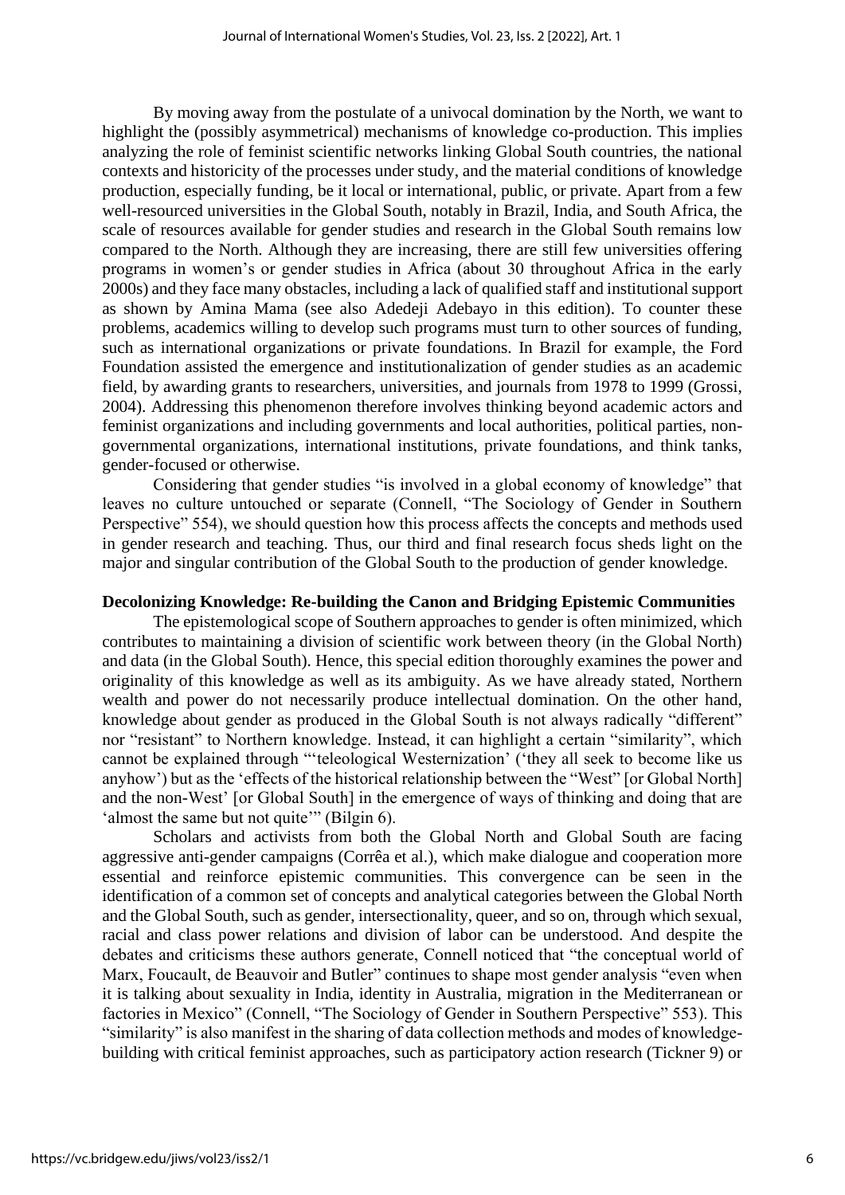By moving away from the postulate of a univocal domination by the North, we want to highlight the (possibly asymmetrical) mechanisms of knowledge co-production. This implies analyzing the role of feminist scientific networks linking Global South countries, the national contexts and historicity of the processes under study, and the material conditions of knowledge production, especially funding, be it local or international, public, or private. Apart from a few well-resourced universities in the Global South, notably in Brazil, India, and South Africa, the scale of resources available for gender studies and research in the Global South remains low compared to the North. Although they are increasing, there are still few universities offering programs in women's or gender studies in Africa (about 30 throughout Africa in the early 2000s) and they face many obstacles, including a lack of qualified staff and institutional support as shown by Amina Mama (see also Adedeji Adebayo in this edition). To counter these problems, academics willing to develop such programs must turn to other sources of funding, such as international organizations or private foundations. In Brazil for example, the Ford Foundation assisted the emergence and institutionalization of gender studies as an academic field, by awarding grants to researchers, universities, and journals from 1978 to 1999 (Grossi, 2004). Addressing this phenomenon therefore involves thinking beyond academic actors and feminist organizations and including governments and local authorities, political parties, non-governmental organizations, international institutions, private foundations, and think tanks, gender-focused or otherwise.

Considering that gender studies "is involved in a global economy of knowledge" that leaves no culture untouched or separate (Connell, "The Sociology of Gender in Southern Perspective" 554), we should question how this process affects the concepts and methods used in gender research and teaching. Thus, our third and final research focus sheds light on the major and singular contribution of the Global South to the production of gender knowledge.

**Decolonizing Knowledge: Re-building the Canon and Bridging Epistemic Communities**

The epistemological scope of Southern approaches to gender is often minimized, which contributes to maintaining a division of scientific work between theory (in the Global North) and data (in the Global South). Hence, this special edition thoroughly examines the power and originality of this knowledge as well as its ambiguity. As we have already stated, Northern wealth and power do not necessarily produce intellectual domination. On the other hand, knowledge about gender as produced in the Global South is not always radically "different" nor "resistant" to Northern knowledge. Instead, it can highlight a certain "similarity", which cannot be explained through "'teleological Westernization' ('they all seek to become like us anyhow') but as the 'effects of the historical relationship between the "West" [or Global North] and the non-West' [or Global South] in the emergence of ways of thinking and doing that are 'almost the same but not quite'" (Bilgin 6).

Scholars and activists from both the Global North and Global South are facing aggressive anti-gender campaigns (Corrêa et al.), which make dialogue and cooperation more essential and reinforce epistemic communities. This convergence can be seen in the identification of a common set of concepts and analytical categories between the Global North and the Global South, such as gender, intersectionality, queer, and so on, through which sexual, racial and class power relations and division of labor can be understood. And despite the debates and criticisms these authors generate, Connell noticed that "the conceptual world of Marx, Foucault, de Beauvoir and Butler" continues to shape most gender analysis "even when it is talking about sexuality in India, identity in Australia, migration in the Mediterranean or factories in Mexico" (Connell, "The Sociology of Gender in Southern Perspective" 553). This "similarity" is also manifest in the sharing of data collection methods and modes of knowledge-building with critical feminist approaches, such as participatory action research (Tickner 9) or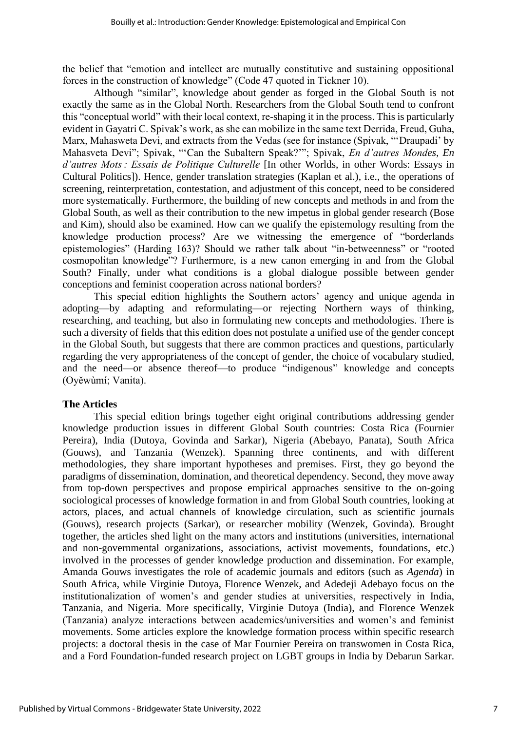the belief that "emotion and intellect are mutually constitutive and sustaining oppositional forces in the construction of knowledge" (Code 47 quoted in Tickner 10).

Although "similar", knowledge about gender as forged in the Global South is not exactly the same as in the Global North. Researchers from the Global South tend to confront this "conceptual world" with their local context, re-shaping it in the process. This is particularly evident in Gayatri C. Spivak's work, as she can mobilize in the same text Derrida, Freud, Guha, Marx, Mahasweta Devi, and extracts from the Vedas (see for instance (Spivak, "'Draupadi' by Mahasveta Devi"; Spivak, "'Can the Subaltern Speak?'"; Spivak, *En d'autres Mondes, En d'autres Mots : Essais de Politique Culturelle* [In other Worlds, in other Words: Essays in Cultural Politics]). Hence, gender translation strategies (Kaplan et al.), i.e., the operations of screening, reinterpretation, contestation, and adjustment of this concept, need to be considered more systematically. Furthermore, the building of new concepts and methods in and from the Global South, as well as their contribution to the new impetus in global gender research (Bose and Kim), should also be examined. How can we qualify the epistemology resulting from the knowledge production process? Are we witnessing the emergence of "borderlands epistemologies" (Harding 163)? Should we rather talk about "in-betweenness" or "rooted cosmopolitan knowledge"? Furthermore, is a new canon emerging in and from the Global South? Finally, under what conditions is a global dialogue possible between gender conceptions and feminist cooperation across national borders?

This special edition highlights the Southern actors' agency and unique agenda in adopting—by adapting and reformulating—or rejecting Northern ways of thinking, researching, and teaching, but also in formulating new concepts and methodologies. There is such a diversity of fields that this edition does not postulate a unified use of the gender concept in the Global South, but suggests that there are common practices and questions, particularly regarding the very appropriateness of the concept of gender, the choice of vocabulary studied, and the need—or absence thereof—to produce "indigenous" knowledge and concepts (Oyěwùmí; Vanita).

**The Articles**

This special edition brings together eight original contributions addressing gender knowledge production issues in different Global South countries: Costa Rica (Fournier Pereira), India (Dutoya, Govinda and Sarkar), Nigeria (Abebayo, Panata), South Africa (Gouws), and Tanzania (Wenzek). Spanning three continents, and with different methodologies, they share important hypotheses and premises. First, they go beyond the paradigms of dissemination, domination, and theoretical dependency. Second, they move away from top-down perspectives and propose empirical approaches sensitive to the on-going sociological processes of knowledge formation in and from Global South countries, looking at actors, places, and actual channels of knowledge circulation, such as scientific journals (Gouws), research projects (Sarkar), or researcher mobility (Wenzek, Govinda). Brought together, the articles shed light on the many actors and institutions (universities, international and non-governmental organizations, associations, activist movements, foundations, etc.) involved in the processes of gender knowledge production and dissemination. For example, Amanda Gouws investigates the role of academic journals and editors (such as *Agenda*) in South Africa, while Virginie Dutoya, Florence Wenzek, and Adedeji Adebayo focus on the institutionalization of women's and gender studies at universities, respectively in India, Tanzania, and Nigeria. More specifically, Virginie Dutoya (India), and Florence Wenzek (Tanzania) analyze interactions between academics/universities and women's and feminist movements. Some articles explore the knowledge formation process within specific research projects: a doctoral thesis in the case of Mar Fournier Pereira on transwomen in Costa Rica, and a Ford Foundation-funded research project on LGBT groups in India by Debarun Sarkar.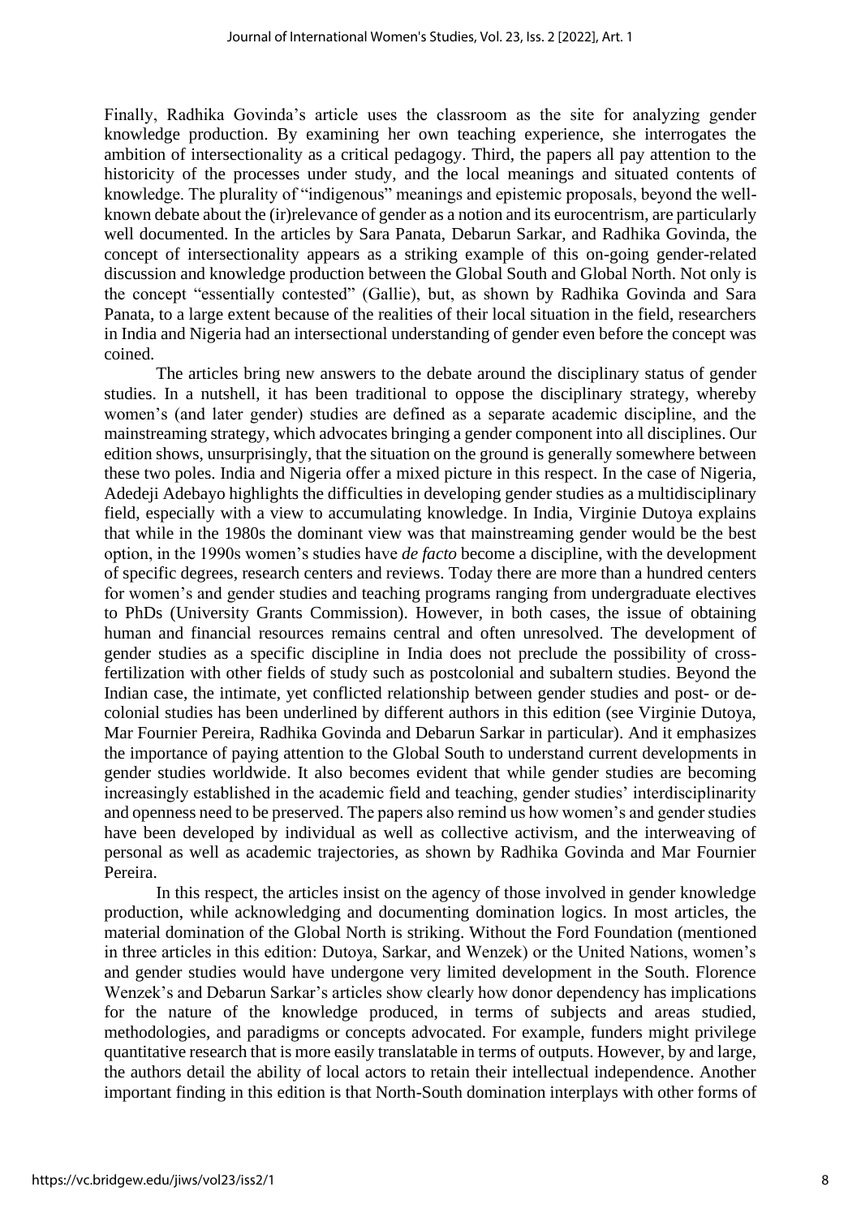Finally, Radhika Govinda's article uses the classroom as the site for analyzing gender knowledge production. By examining her own teaching experience, she interrogates the ambition of intersectionality as a critical pedagogy. Third, the papers all pay attention to the historicity of the processes under study, and the local meanings and situated contents of knowledge. The plurality of "indigenous" meanings and epistemic proposals, beyond the well-known debate about the (ir)relevance of gender as a notion and its eurocentrism, are particularly well documented. In the articles by Sara Panata, Debarun Sarkar, and Radhika Govinda, the concept of intersectionality appears as a striking example of this on-going gender-related discussion and knowledge production between the Global South and Global North. Not only is the concept "essentially contested" (Gallie), but, as shown by Radhika Govinda and Sara Panata, to a large extent because of the realities of their local situation in the field, researchers in India and Nigeria had an intersectional understanding of gender even before the concept was coined.

The articles bring new answers to the debate around the disciplinary status of gender studies. In a nutshell, it has been traditional to oppose the disciplinary strategy, whereby women's (and later gender) studies are defined as a separate academic discipline, and the mainstreaming strategy, which advocates bringing a gender component into all disciplines. Our edition shows, unsurprisingly, that the situation on the ground is generally somewhere between these two poles. India and Nigeria offer a mixed picture in this respect. In the case of Nigeria, Adedeji Adebayo highlights the difficulties in developing gender studies as a multidisciplinary field, especially with a view to accumulating knowledge. In India, Virginie Dutoya explains that while in the 1980s the dominant view was that mainstreaming gender would be the best option, in the 1990s women's studies have *de facto* become a discipline, with the development of specific degrees, research centers and reviews. Today there are more than a hundred centers for women's and gender studies and teaching programs ranging from undergraduate electives to PhDs (University Grants Commission). However, in both cases, the issue of obtaining human and financial resources remains central and often unresolved. The development of gender studies as a specific discipline in India does not preclude the possibility of cross-fertilization with other fields of study such as postcolonial and subaltern studies. Beyond the Indian case, the intimate, yet conflicted relationship between gender studies and post- or de-colonial studies has been underlined by different authors in this edition (see Virginie Dutoya, Mar Fournier Pereira, Radhika Govinda and Debarun Sarkar in particular). And it emphasizes the importance of paying attention to the Global South to understand current developments in gender studies worldwide. It also becomes evident that while gender studies are becoming increasingly established in the academic field and teaching, gender studies' interdisciplinarity and openness need to be preserved. The papers also remind us how women's and gender studies have been developed by individual as well as collective activism, and the interweaving of personal as well as academic trajectories, as shown by Radhika Govinda and Mar Fournier Pereira.

In this respect, the articles insist on the agency of those involved in gender knowledge production, while acknowledging and documenting domination logics. In most articles, the material domination of the Global North is striking. Without the Ford Foundation (mentioned in three articles in this edition: Dutoya, Sarkar, and Wenzek) or the United Nations, women's and gender studies would have undergone very limited development in the South. Florence Wenzek's and Debarun Sarkar's articles show clearly how donor dependency has implications for the nature of the knowledge produced, in terms of subjects and areas studied, methodologies, and paradigms or concepts advocated. For example, funders might privilege quantitative research that is more easily translatable in terms of outputs. However, by and large, the authors detail the ability of local actors to retain their intellectual independence. Another important finding in this edition is that North-South domination interplays with other forms of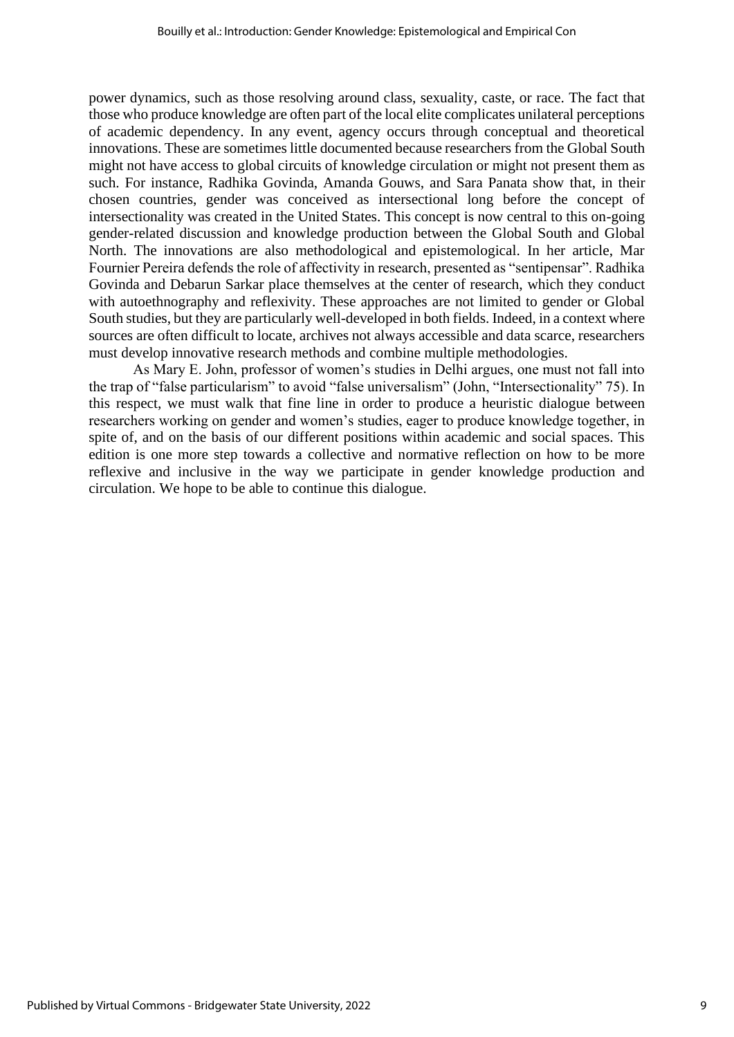power dynamics, such as those resolving around class, sexuality, caste, or race. The fact that those who produce knowledge are often part of the local elite complicates unilateral perceptions of academic dependency. In any event, agency occurs through conceptual and theoretical innovations. These are sometimes little documented because researchers from the Global South might not have access to global circuits of knowledge circulation or might not present them as such. For instance, Radhika Govinda, Amanda Gouws, and Sara Panata show that, in their chosen countries, gender was conceived as intersectional long before the concept of intersectionality was created in the United States. This concept is now central to this on-going gender-related discussion and knowledge production between the Global South and Global North. The innovations are also methodological and epistemological. In her article, Mar Fournier Pereira defends the role of affectivity in research, presented as "sentipensar". Radhika Govinda and Debarun Sarkar place themselves at the center of research, which they conduct with autoethnography and reflexivity. These approaches are not limited to gender or Global South studies, but they are particularly well-developed in both fields. Indeed, in a context where sources are often difficult to locate, archives not always accessible and data scarce, researchers must develop innovative research methods and combine multiple methodologies.

As Mary E. John, professor of women's studies in Delhi argues, one must not fall into the trap of "false particularism" to avoid "false universalism" (John, "Intersectionality" 75). In this respect, we must walk that fine line in order to produce a heuristic dialogue between researchers working on gender and women's studies, eager to produce knowledge together, in spite of, and on the basis of our different positions within academic and social spaces. This edition is one more step towards a collective and normative reflection on how to be more reflexive and inclusive in the way we participate in gender knowledge production and circulation. We hope to be able to continue this dialogue.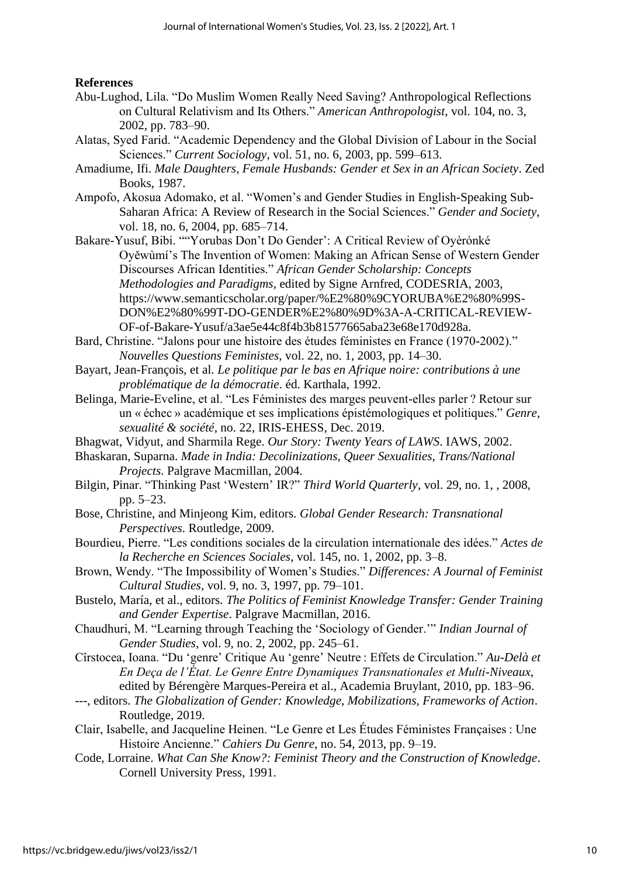## References

Abu-Lughod, Lila. "Do Muslim Women Really Need Saving? Anthropological Reflections on Cultural Relativism and Its Others." *American Anthropologist*, vol. 104, no. 3, 2002, pp. 783–90.

Alatas, Syed Farid. "Academic Dependency and the Global Division of Labour in the Social Sciences." *Current Sociology*, vol. 51, no. 6, 2003, pp. 599–613.

Amadiume, Ifi. *Male Daughters, Female Husbands: Gender et Sex in an African Society*. Zed Books, 1987.

Ampofo, Akosua Adomako, et al. "Women's and Gender Studies in English-Speaking Sub-Saharan Africa: A Review of Research in the Social Sciences." *Gender and Society*, vol. 18, no. 6, 2004, pp. 685–714.

Bakare-Yusuf, Bibi. ""Yorubas Don't Do Gender': A Critical Review of Oyèrónké Oyěwùmí's The Invention of Women: Making an African Sense of Western Gender Discourses African Identities." *African Gender Scholarship: Concepts Methodologies and Paradigms*, edited by Signe Arnfred, CODESRIA, 2003, https://www.semanticscholar.org/paper/%E2%80%9CYORUBA%E2%80%99S-DON%E2%80%99T-DO-GENDER%E2%80%9D%3A-A-CRITICAL-REVIEW-OF-of-Bakare-Yusuf/a3ae5e44c8f4b3b81577665aba23e68e170d928a.

Bard, Christine. "Jalons pour une histoire des études féministes en France (1970-2002)." *Nouvelles Questions Feministes*, vol. 22, no. 1, 2003, pp. 14–30.

Bayart, Jean-François, et al. *Le politique par le bas en Afrique noire: contributions à une problématique de la démocratie*. éd. Karthala, 1992.

Belinga, Marie-Eveline, et al. "Les Féministes des marges peuvent-elles parler ? Retour sur un « échec » académique et ses implications épistémologiques et politiques." *Genre, sexualité & société*, no. 22, IRIS-EHESS, Dec. 2019.

Bhagwat, Vidyut, and Sharmila Rege. *Our Story: Twenty Years of LAWS*. IAWS, 2002.

Bhaskaran, Suparna. *Made in India: Decolinizations, Queer Sexualities, Trans/National Projects*. Palgrave Macmillan, 2004.

Bilgin, Pinar. "Thinking Past 'Western' IR?" *Third World Quarterly*, vol. 29, no. 1, , 2008, pp. 5–23.

Bose, Christine, and Minjeong Kim, editors. *Global Gender Research: Transnational Perspectives*. Routledge, 2009.

Bourdieu, Pierre. "Les conditions sociales de la circulation internationale des idées." *Actes de la Recherche en Sciences Sociales*, vol. 145, no. 1, 2002, pp. 3–8.

Brown, Wendy. "The Impossibility of Women's Studies." *Differences: A Journal of Feminist Cultural Studies*, vol. 9, no. 3, 1997, pp. 79–101.

Bustelo, María, et al., editors. *The Politics of Feminist Knowledge Transfer: Gender Training and Gender Expertise*. Palgrave Macmillan, 2016.

Chaudhuri, M. "Learning through Teaching the 'Sociology of Gender.'" *Indian Journal of Gender Studies*, vol. 9, no. 2, 2002, pp. 245–61.

Cîrstocea, Ioana. "Du 'genre' Critique Au 'genre' Neutre : Effets de Circulation." *Au-Delà et En Deça de l'État. Le Genre Entre Dynamiques Transnationales et Multi-Niveaux*, edited by Bérengère Marques-Pereira et al., Academia Bruylant, 2010, pp. 183–96.

---, editors. *The Globalization of Gender: Knowledge, Mobilizations, Frameworks of Action*. Routledge, 2019.

Clair, Isabelle, and Jacqueline Heinen. "Le Genre et Les Études Féministes Françaises : Une Histoire Ancienne." *Cahiers Du Genre*, no. 54, 2013, pp. 9–19.

Code, Lorraine. *What Can She Know?: Feminist Theory and the Construction of Knowledge*. Cornell University Press, 1991.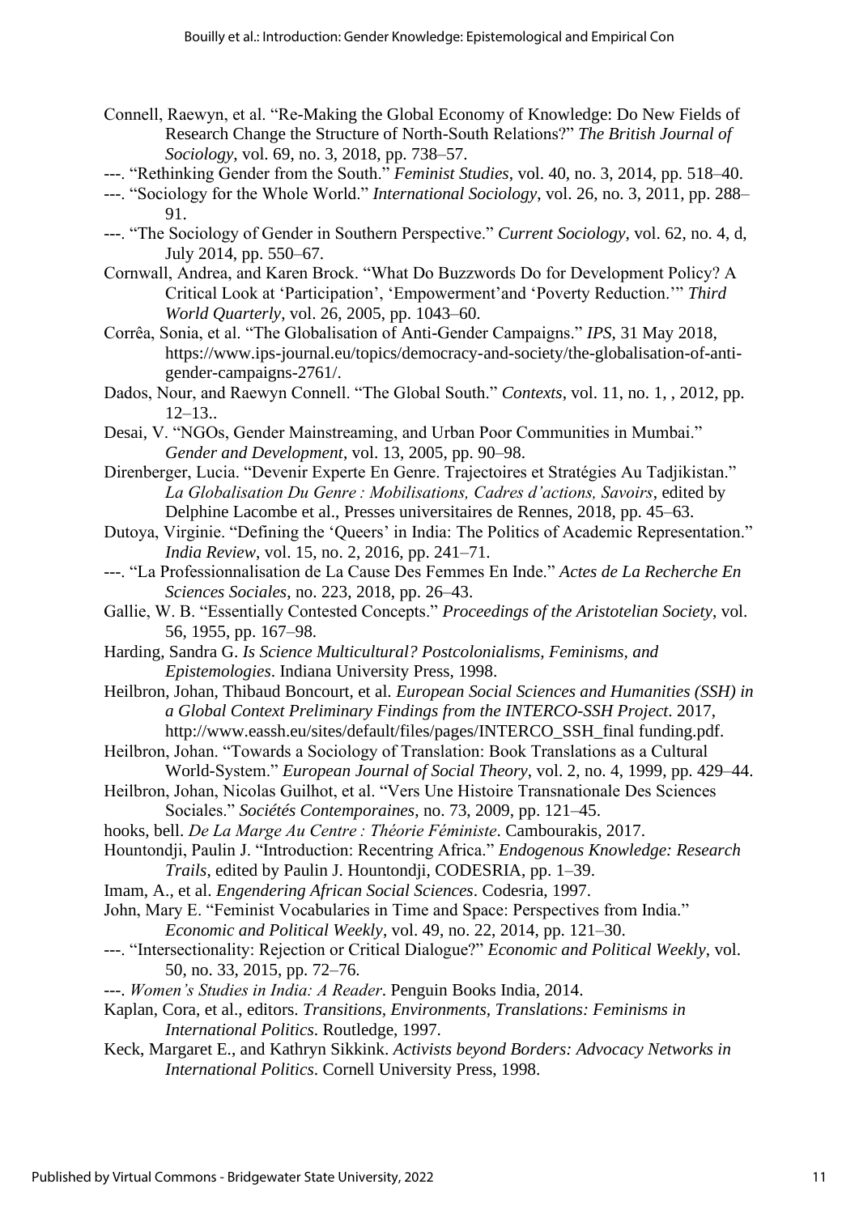Connell, Raewyn, et al. "Re-Making the Global Economy of Knowledge: Do New Fields of Research Change the Structure of North-South Relations?" *The British Journal of Sociology*, vol. 69, no. 3, 2018, pp. 738–57.

---. "Rethinking Gender from the South." *Feminist Studies*, vol. 40, no. 3, 2014, pp. 518–40.

---. "Sociology for the Whole World." *International Sociology*, vol. 26, no. 3, 2011, pp. 288–91.

---. "The Sociology of Gender in Southern Perspective." *Current Sociology*, vol. 62, no. 4, d, July 2014, pp. 550–67.

Cornwall, Andrea, and Karen Brock. "What Do Buzzwords Do for Development Policy? A Critical Look at 'Participation', 'Empowerment'and 'Poverty Reduction.'" *Third World Quarterly*, vol. 26, 2005, pp. 1043–60.

Corrêa, Sonia, et al. "The Globalisation of Anti-Gender Campaigns." *IPS*, 31 May 2018, https://www.ips-journal.eu/topics/democracy-and-society/the-globalisation-of-anti-gender-campaigns-2761/.

Dados, Nour, and Raewyn Connell. "The Global South." *Contexts*, vol. 11, no. 1, , 2012, pp. 12–13..

Desai, V. "NGOs, Gender Mainstreaming, and Urban Poor Communities in Mumbai." *Gender and Development*, vol. 13, 2005, pp. 90–98.

Direnberger, Lucia. "Devenir Experte En Genre. Trajectoires et Stratégies Au Tadjikistan." *La Globalisation Du Genre : Mobilisations, Cadres d'actions, Savoirs*, edited by Delphine Lacombe et al., Presses universitaires de Rennes, 2018, pp. 45–63.

Dutoya, Virginie. "Defining the 'Queers' in India: The Politics of Academic Representation." *India Review*, vol. 15, no. 2, 2016, pp. 241–71.

---. "La Professionnalisation de La Cause Des Femmes En Inde." *Actes de La Recherche En Sciences Sociales*, no. 223, 2018, pp. 26–43.

Gallie, W. B. "Essentially Contested Concepts." *Proceedings of the Aristotelian Society*, vol. 56, 1955, pp. 167–98.

Harding, Sandra G. *Is Science Multicultural? Postcolonialisms, Feminisms, and Epistemologies*. Indiana University Press, 1998.

Heilbron, Johan, Thibaud Boncourt, et al. *European Social Sciences and Humanities (SSH) in a Global Context Preliminary Findings from the INTERCO-SSH Project*. 2017, http://www.eassh.eu/sites/default/files/pages/INTERCO_SSH_final funding.pdf.

Heilbron, Johan. "Towards a Sociology of Translation: Book Translations as a Cultural World-System." *European Journal of Social Theory*, vol. 2, no. 4, 1999, pp. 429–44.

Heilbron, Johan, Nicolas Guilhot, et al. "Vers Une Histoire Transnationale Des Sciences Sociales." *Sociétés Contemporaines*, no. 73, 2009, pp. 121–45.

hooks, bell. *De La Marge Au Centre : Théorie Féministe*. Cambourakis, 2017.

Hountondji, Paulin J. "Introduction: Recentring Africa." *Endogenous Knowledge: Research Trails*, edited by Paulin J. Hountondji, CODESRIA, pp. 1–39.

Imam, A., et al. *Engendering African Social Sciences*. Codesria, 1997.

John, Mary E. "Feminist Vocabularies in Time and Space: Perspectives from India." *Economic and Political Weekly*, vol. 49, no. 22, 2014, pp. 121–30.

---. "Intersectionality: Rejection or Critical Dialogue?" *Economic and Political Weekly*, vol. 50, no. 33, 2015, pp. 72–76.

---. *Women's Studies in India: A Reader*. Penguin Books India, 2014.

Kaplan, Cora, et al., editors. *Transitions, Environments, Translations: Feminisms in International Politics*. Routledge, 1997.

Keck, Margaret E., and Kathryn Sikkink. *Activists beyond Borders: Advocacy Networks in International Politics*. Cornell University Press, 1998.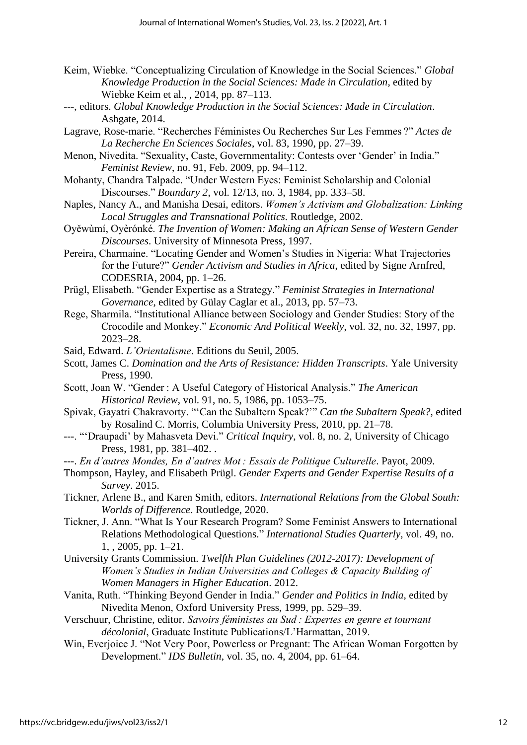Keim, Wiebke. "Conceptualizing Circulation of Knowledge in the Social Sciences." *Global Knowledge Production in the Social Sciences: Made in Circulation*, edited by Wiebke Keim et al., , 2014, pp. 87–113.

---, editors. *Global Knowledge Production in the Social Sciences: Made in Circulation*. Ashgate, 2014.

Lagrave, Rose-marie. "Recherches Féministes Ou Recherches Sur Les Femmes ?" *Actes de La Recherche En Sciences Sociales*, vol. 83, 1990, pp. 27–39.

Menon, Nivedita. "Sexuality, Caste, Governmentality: Contests over 'Gender' in India." *Feminist Review*, no. 91, Feb. 2009, pp. 94–112.

Mohanty, Chandra Talpade. "Under Western Eyes: Feminist Scholarship and Colonial Discourses." *Boundary 2*, vol. 12/13, no. 3, 1984, pp. 333–58.

Naples, Nancy A., and Manisha Desai, editors. *Women's Activism and Globalization: Linking Local Struggles and Transnational Politics*. Routledge, 2002.

Oyěwùmí, Oyèrónkẹ́. *The Invention of Women: Making an African Sense of Western Gender Discourses*. University of Minnesota Press, 1997.

Pereira, Charmaine. "Locating Gender and Women's Studies in Nigeria: What Trajectories for the Future?" *Gender Activism and Studies in Africa*, edited by Signe Arnfred, CODESRIA, 2004, pp. 1–26.

Prügl, Elisabeth. "Gender Expertise as a Strategy." *Feminist Strategies in International Governance*, edited by Gülay Caglar et al., 2013, pp. 57–73.

Rege, Sharmila. "Institutional Alliance between Sociology and Gender Studies: Story of the Crocodile and Monkey." *Economic And Political Weekly*, vol. 32, no. 32, 1997, pp. 2023–28.

Said, Edward. *L'Orientalisme*. Editions du Seuil, 2005.

Scott, James C. *Domination and the Arts of Resistance: Hidden Transcripts*. Yale University Press, 1990.

Scott, Joan W. "Gender : A Useful Category of Historical Analysis." *The American Historical Review*, vol. 91, no. 5, 1986, pp. 1053–75.

Spivak, Gayatri Chakravorty. "'Can the Subaltern Speak?'" *Can the Subaltern Speak?*, edited by Rosalind C. Morris, Columbia University Press, 2010, pp. 21–78.

---. "'Draupadi' by Mahasveta Devi." *Critical Inquiry*, vol. 8, no. 2, University of Chicago Press, 1981, pp. 381–402. .

---. *En d'autres Mondes, En d'autres Mot : Essais de Politique Culturelle*. Payot, 2009.

Thompson, Hayley, and Elisabeth Prügl. *Gender Experts and Gender Expertise Results of a Survey*. 2015.

Tickner, Arlene B., and Karen Smith, editors. *International Relations from the Global South: Worlds of Difference*. Routledge, 2020.

Tickner, J. Ann. "What Is Your Research Program? Some Feminist Answers to International Relations Methodological Questions." *International Studies Quarterly*, vol. 49, no. 1, , 2005, pp. 1–21.

University Grants Commission. *Twelfth Plan Guidelines (2012-2017): Development of Women's Studies in Indian Universities and Colleges & Capacity Building of Women Managers in Higher Education*. 2012.

Vanita, Ruth. "Thinking Beyond Gender in India." *Gender and Politics in India*, edited by Nivedita Menon, Oxford University Press, 1999, pp. 529–39.

Verschuur, Christine, editor. *Savoirs féministes au Sud : Expertes en genre et tournant décolonial*, Graduate Institute Publications/L'Harmattan, 2019.

Win, Everjoice J. "Not Very Poor, Powerless or Pregnant: The African Woman Forgotten by Development." *IDS Bulletin*, vol. 35, no. 4, 2004, pp. 61–64.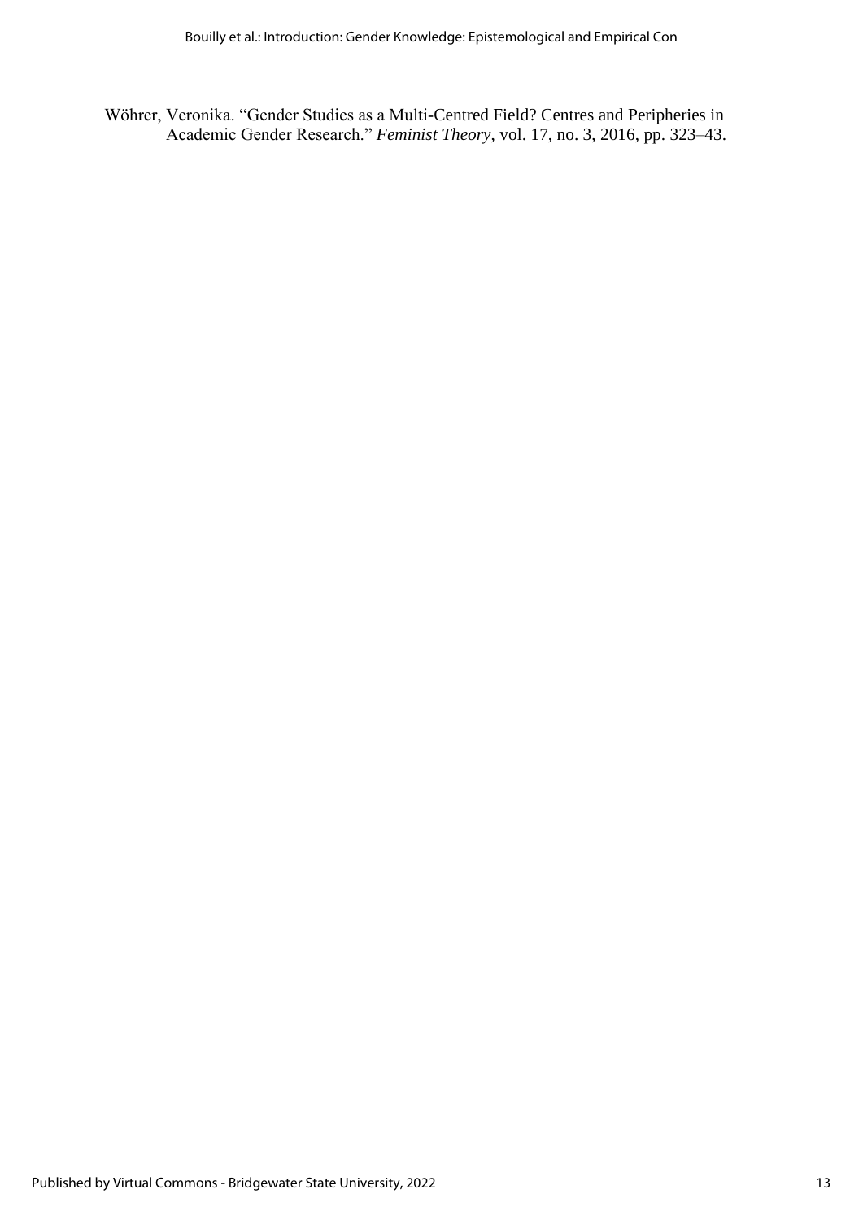Wöhrer, Veronika. “Gender Studies as a Multi-Centred Field? Centres and Peripheries in Academic Gender Research.” *Feminist Theory*, vol. 17, no. 3, 2016, pp. 323–43.